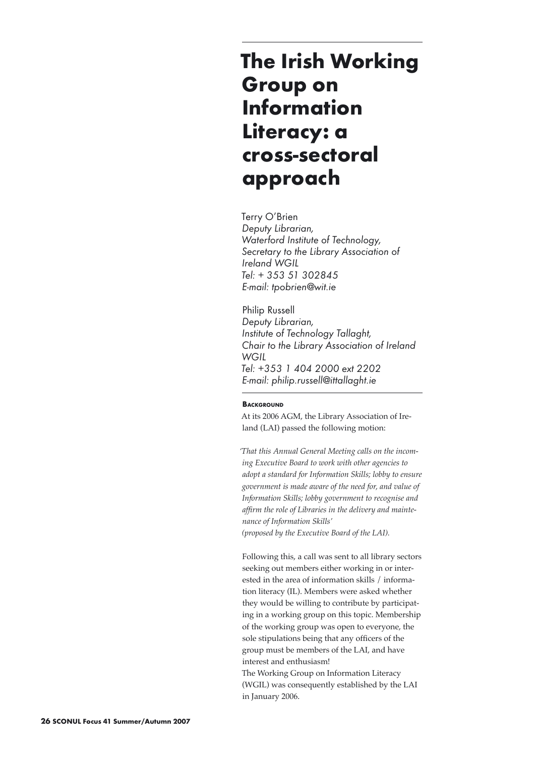# The Irish Working Group on Information Literacy: a cross-sectoral approach

Terry O'Brien
*Deputy Librarian,*
*Waterford Institute of Technology,*
*Secretary to the Library Association of Ireland WGIL*
*Tel: + 353 51 302845*
*E-mail: tpobrien@wit.ie*

Philip Russell
*Deputy Librarian,*
*Institute of Technology Tallaght,*
*Chair to the Library Association of Ireland WGIL*
*Tel: +353 1 404 2000 ext 2202*
*E-mail: philip.russell@ittallaght.ie*

## Background

At its 2006 AGM, the Library Association of Ireland (LAI) passed the following motion:

*'That this Annual General Meeting calls on the incoming Executive Board to work with other agencies to adopt a standard for Information Skills; lobby to ensure government is made aware of the need for, and value of Information Skills; lobby government to recognise and affirm the role of Libraries in the delivery and maintenance of Information Skills'*
*(proposed by the Executive Board of the LAI).*

Following this, a call was sent to all library sectors seeking out members either working in or interested in the area of information skills / information literacy (IL). Members were asked whether they would be willing to contribute by participating in a working group on this topic. Membership of the working group was open to everyone, the sole stipulations being that any officers of the group must be members of the LAI, and have interest and enthusiasm!

The Working Group on Information Literacy (WGIL) was consequently established by the LAI in January 2006.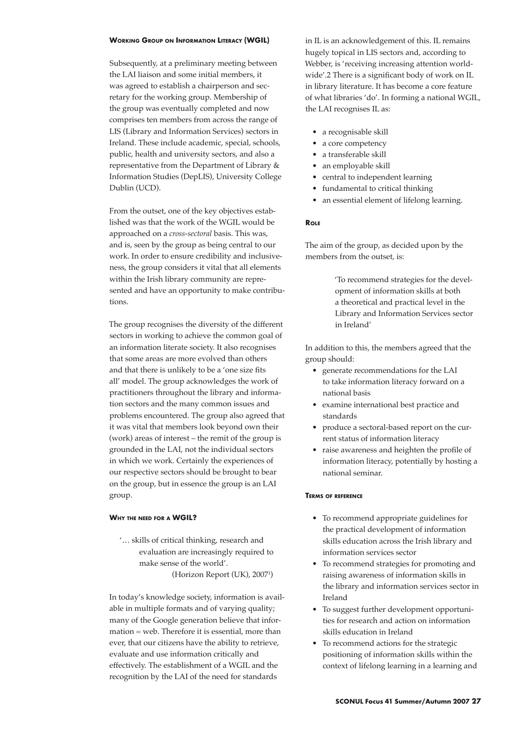### Working Group on Information Literacy (WGIL)

Subsequently, at a preliminary meeting between the LAI liaison and some initial members, it was agreed to establish a chairperson and secretary for the working group. Membership of the group was eventually completed and now comprises ten members from across the range of LIS (Library and Information Services) sectors in Ireland. These include academic, special, schools, public, health and university sectors, and also a representative from the Department of Library & Information Studies (DepLIS), University College Dublin (UCD).

From the outset, one of the key objectives established was that the work of the WGIL would be approached on a *cross-sectoral* basis. This was, and is, seen by the group as being central to our work. In order to ensure credibility and inclusiveness, the group considers it vital that all elements within the Irish library community are represented and have an opportunity to make contributions.

The group recognises the diversity of the different sectors in working to achieve the common goal of an information literate society. It also recognises that some areas are more evolved than others and that there is unlikely to be a 'one size fits all' model. The group acknowledges the work of practitioners throughout the library and information sectors and the many common issues and problems encountered. The group also agreed that it was vital that members look beyond own their (work) areas of interest – the remit of the group is grounded in the LAI, not the individual sectors in which we work. Certainly the experiences of our respective sectors should be brought to bear on the group, but in essence the group is an LAI group.

### Why the need for a WGIL?

> '… skills of critical thinking, research and evaluation are increasingly required to make sense of the world'.
> (Horizon Report (UK), 2007[1])

In today's knowledge society, information is available in multiple formats and of varying quality; many of the Google generation believe that information = web. Therefore it is essential, more than ever, that our citizens have the ability to retrieve, evaluate and use information critically and effectively. The establishment of a WGIL and the recognition by the LAI of the need for standards in IL is an acknowledgement of this. IL remains hugely topical in LIS sectors and, according to Webber, is 'receiving increasing attention worldwide'.2 There is a significant body of work on IL in library literature. It has become a core feature of what libraries 'do'. In forming a national WGIL, the LAI recognises IL as:

- a recognisable skill
- a core competency
- a transferable skill
- an employable skill
- central to independent learning
- fundamental to critical thinking
- an essential element of lifelong learning.

### Role

The aim of the group, as decided upon by the members from the outset, is:

> 'To recommend strategies for the development of information skills at both a theoretical and practical level in the Library and Information Services sector in Ireland'

In addition to this, the members agreed that the group should:

- generate recommendations for the LAI to take information literacy forward on a national basis
- examine international best practice and standards
- produce a sectoral-based report on the current status of information literacy
- raise awareness and heighten the profile of information literacy, potentially by hosting a national seminar.

### Terms of reference

- To recommend appropriate guidelines for the practical development of information skills education across the Irish library and information services sector
- To recommend strategies for promoting and raising awareness of information skills in the library and information services sector in Ireland
- To suggest further development opportunities for research and action on information skills education in Ireland
- To recommend actions for the strategic positioning of information skills within the context of lifelong learning in a learning and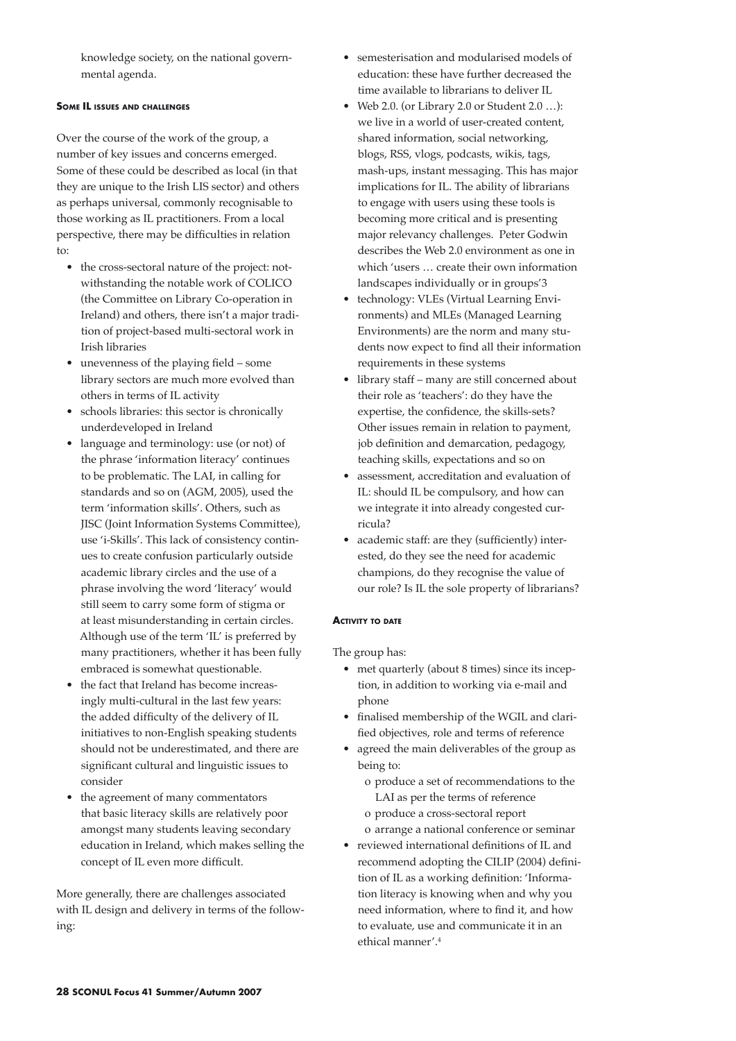knowledge society, on the national governmental agenda.

#### Some IL issues and challenges

Over the course of the work of the group, a number of key issues and concerns emerged. Some of these could be described as local (in that they are unique to the Irish LIS sector) and others as perhaps universal, commonly recognisable to those working as IL practitioners. From a local perspective, there may be difficulties in relation to:

- the cross-sectoral nature of the project: notwithstanding the notable work of COLICO (the Committee on Library Co-operation in Ireland) and others, there isn't a major tradition of project-based multi-sectoral work in Irish libraries
- unevenness of the playing field – some library sectors are much more evolved than others in terms of IL activity
- schools libraries: this sector is chronically underdeveloped in Ireland
- language and terminology: use (or not) of the phrase 'information literacy' continues to be problematic. The LAI, in calling for standards and so on (AGM, 2005), used the term 'information skills'. Others, such as JISC (Joint Information Systems Committee), use 'i-Skills'. This lack of consistency continues to create confusion particularly outside academic library circles and the use of a phrase involving the word 'literacy' would still seem to carry some form of stigma or at least misunderstanding in certain circles. Although use of the term 'IL' is preferred by many practitioners, whether it has been fully embraced is somewhat questionable.
- the fact that Ireland has become increasingly multi-cultural in the last few years: the added difficulty of the delivery of IL initiatives to non-English speaking students should not be underestimated, and there are significant cultural and linguistic issues to consider
- the agreement of many commentators that basic literacy skills are relatively poor amongst many students leaving secondary education in Ireland, which makes selling the concept of IL even more difficult.

More generally, there are challenges associated with IL design and delivery in terms of the following:

- semesterisation and modularised models of education: these have further decreased the time available to librarians to deliver IL
- Web 2.0. (or Library 2.0 or Student 2.0 …): we live in a world of user-created content, shared information, social networking, blogs, RSS, vlogs, podcasts, wikis, tags, mash-ups, instant messaging. This has major implications for IL. The ability of librarians to engage with users using these tools is becoming more critical and is presenting major relevancy challenges. Peter Godwin describes the Web 2.0 environment as one in which 'users … create their own information landscapes individually or in groups'3
- technology: VLEs (Virtual Learning Environments) and MLEs (Managed Learning Environments) are the norm and many students now expect to find all their information requirements in these systems
- library staff – many are still concerned about their role as 'teachers': do they have the expertise, the confidence, the skills-sets? Other issues remain in relation to payment, job definition and demarcation, pedagogy, teaching skills, expectations and so on
- assessment, accreditation and evaluation of IL: should IL be compulsory, and how can we integrate it into already congested curricula?
- academic staff: are they (sufficiently) interested, do they see the need for academic champions, do they recognise the value of our role? Is IL the sole property of librarians?

#### Activity to date

The group has:

- met quarterly (about 8 times) since its inception, in addition to working via e-mail and phone
- finalised membership of the WGIL and clarified objectives, role and terms of reference
- agreed the main deliverables of the group as being to:
  - o produce a set of recommendations to the LAI as per the terms of reference
  - o produce a cross-sectoral report
  - o arrange a national conference or seminar
- reviewed international definitions of IL and recommend adopting the CILIP (2004) definition of IL as a working definition: 'Information literacy is knowing when and why you need information, where to find it, and how to evaluate, use and communicate it in an ethical manner'.[4]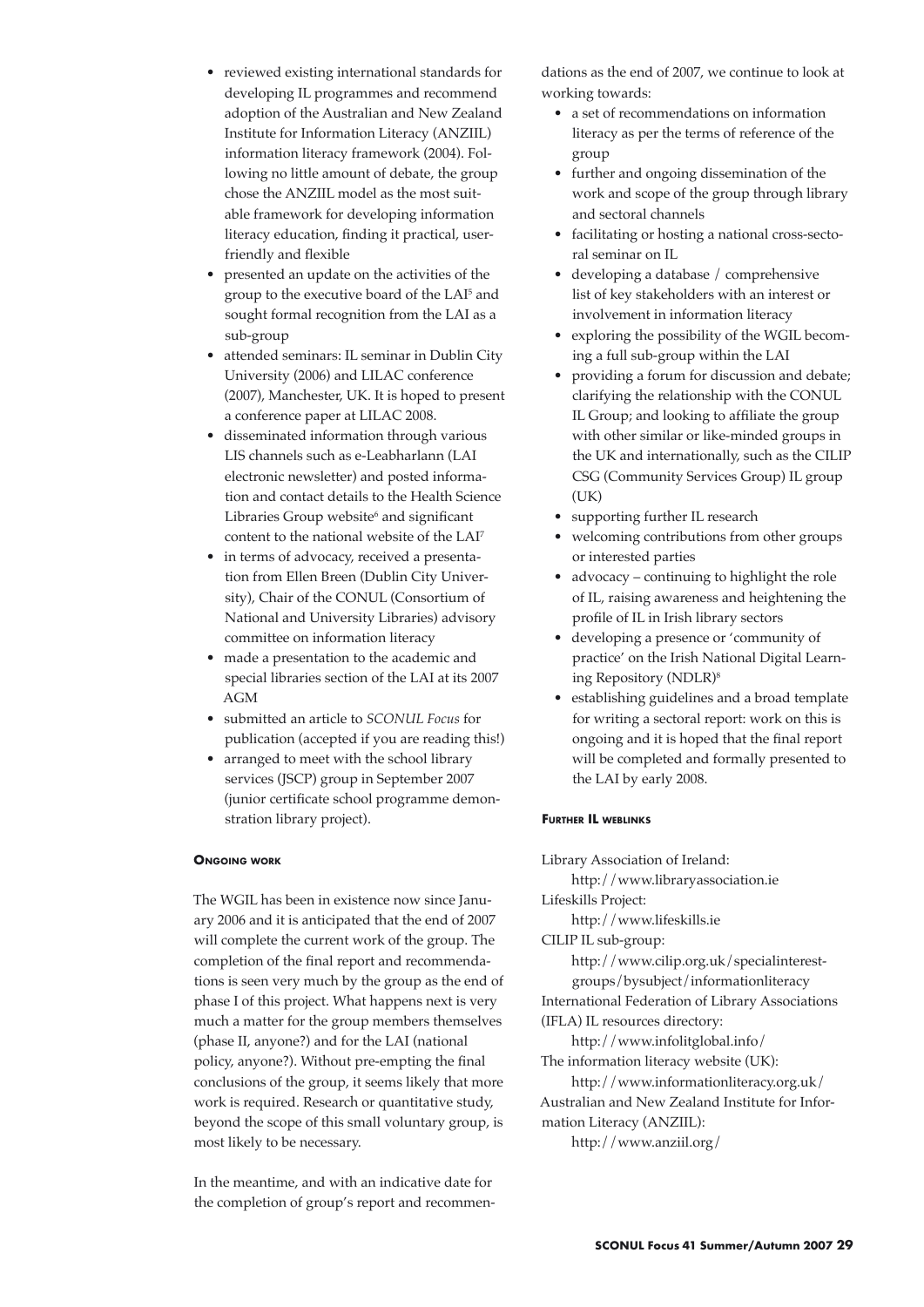- reviewed existing international standards for developing IL programmes and recommend adoption of the Australian and New Zealand Institute for Information Literacy (ANZIIL) information literacy framework (2004). Following no little amount of debate, the group chose the ANZIIL model as the most suitable framework for developing information literacy education, finding it practical, user-friendly and flexible
- presented an update on the activities of the group to the executive board of the LAI[5] and sought formal recognition from the LAI as a sub-group
- attended seminars: IL seminar in Dublin City University (2006) and LILAC conference (2007), Manchester, UK. It is hoped to present a conference paper at LILAC 2008.
- disseminated information through various LIS channels such as e-Leabharlann (LAI electronic newsletter) and posted information and contact details to the Health Science Libraries Group website[6] and significant content to the national website of the LAI[7]
- in terms of advocacy, received a presentation from Ellen Breen (Dublin City University), Chair of the CONUL (Consortium of National and University Libraries) advisory committee on information literacy
- made a presentation to the academic and special libraries section of the LAI at its 2007 AGM
- submitted an article to *SCONUL Focus* for publication (accepted if you are reading this!)
- arranged to meet with the school library services (JSCP) group in September 2007 (junior certificate school programme demonstration library project).

#### Ongoing work

The WGIL has been in existence now since January 2006 and it is anticipated that the end of 2007 will complete the current work of the group. The completion of the final report and recommendations is seen very much by the group as the end of phase I of this project. What happens next is very much a matter for the group members themselves (phase II, anyone?) and for the LAI (national policy, anyone?). Without pre-empting the final conclusions of the group, it seems likely that more work is required. Research or quantitative study, beyond the scope of this small voluntary group, is most likely to be necessary.

In the meantime, and with an indicative date for the completion of group's report and recommendations as the end of 2007, we continue to look at working towards:

- a set of recommendations on information literacy as per the terms of reference of the group
- further and ongoing dissemination of the work and scope of the group through library and sectoral channels
- facilitating or hosting a national cross-sectoral seminar on IL
- developing a database / comprehensive list of key stakeholders with an interest or involvement in information literacy
- exploring the possibility of the WGIL becoming a full sub-group within the LAI
- providing a forum for discussion and debate; clarifying the relationship with the CONUL IL Group; and looking to affiliate the group with other similar or like-minded groups in the UK and internationally, such as the CILIP CSG (Community Services Group) IL group (UK)
- supporting further IL research
- welcoming contributions from other groups or interested parties
- advocacy – continuing to highlight the role of IL, raising awareness and heightening the profile of IL in Irish library sectors
- developing a presence or 'community of practice' on the Irish National Digital Learning Repository (NDLR)[8]
- establishing guidelines and a broad template for writing a sectoral report: work on this is ongoing and it is hoped that the final report will be completed and formally presented to the LAI by early 2008.

#### Further IL weblinks

Library Association of Ireland:
http://www.libraryassociation.ie

Lifeskills Project:
http://www.lifeskills.ie

CILIP IL sub-group:
http://www.cilip.org.uk/specialinterestgroups/bysubject/informationliteracy

International Federation of Library Associations (IFLA) IL resources directory:
http://www.infolitglobal.info/

The information literacy website (UK):
http://www.informationliteracy.org.uk/

Australian and New Zealand Institute for Information Literacy (ANZIIL):
http://www.anziil.org/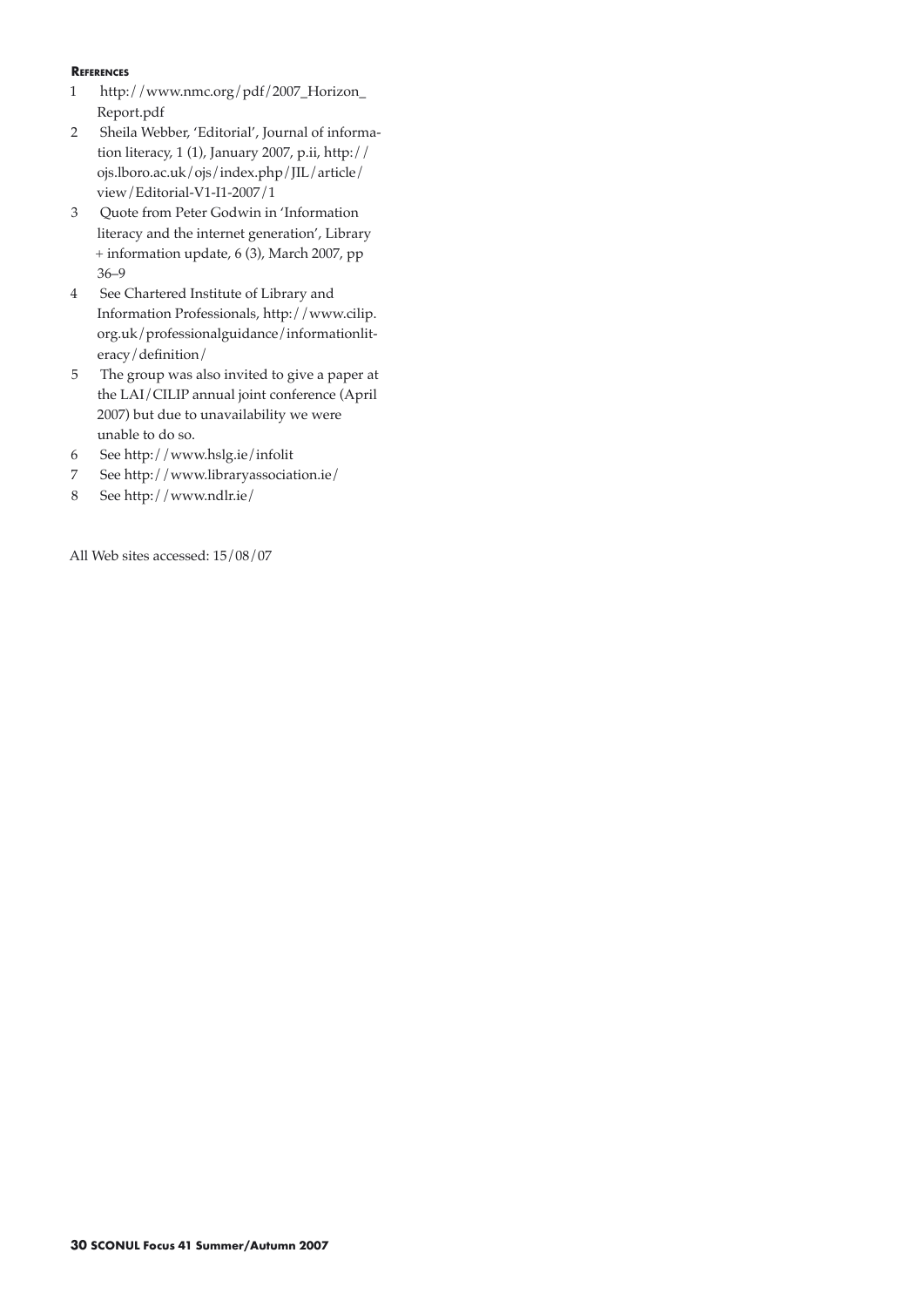**References**

1. http://www.nmc.org/pdf/2007_Horizon_Report.pdf
2. Sheila Webber, 'Editorial', Journal of information literacy, 1 (1), January 2007, p.ii, http://ojs.lboro.ac.uk/ojs/index.php/JIL/article/view/Editorial-V1-I1-2007/1
3. Quote from Peter Godwin in 'Information literacy and the internet generation', Library + information update, 6 (3), March 2007, pp 36–9
4. See Chartered Institute of Library and Information Professionals, http://www.cilip.org.uk/professionalguidance/informationliteracy/definition/
5. The group was also invited to give a paper at the LAI/CILIP annual joint conference (April 2007) but due to unavailability we were unable to do so.
6. See http://www.hslg.ie/infolit
7. See http://www.libraryassociation.ie/
8. See http://www.ndlr.ie/

All Web sites accessed: 15/08/07